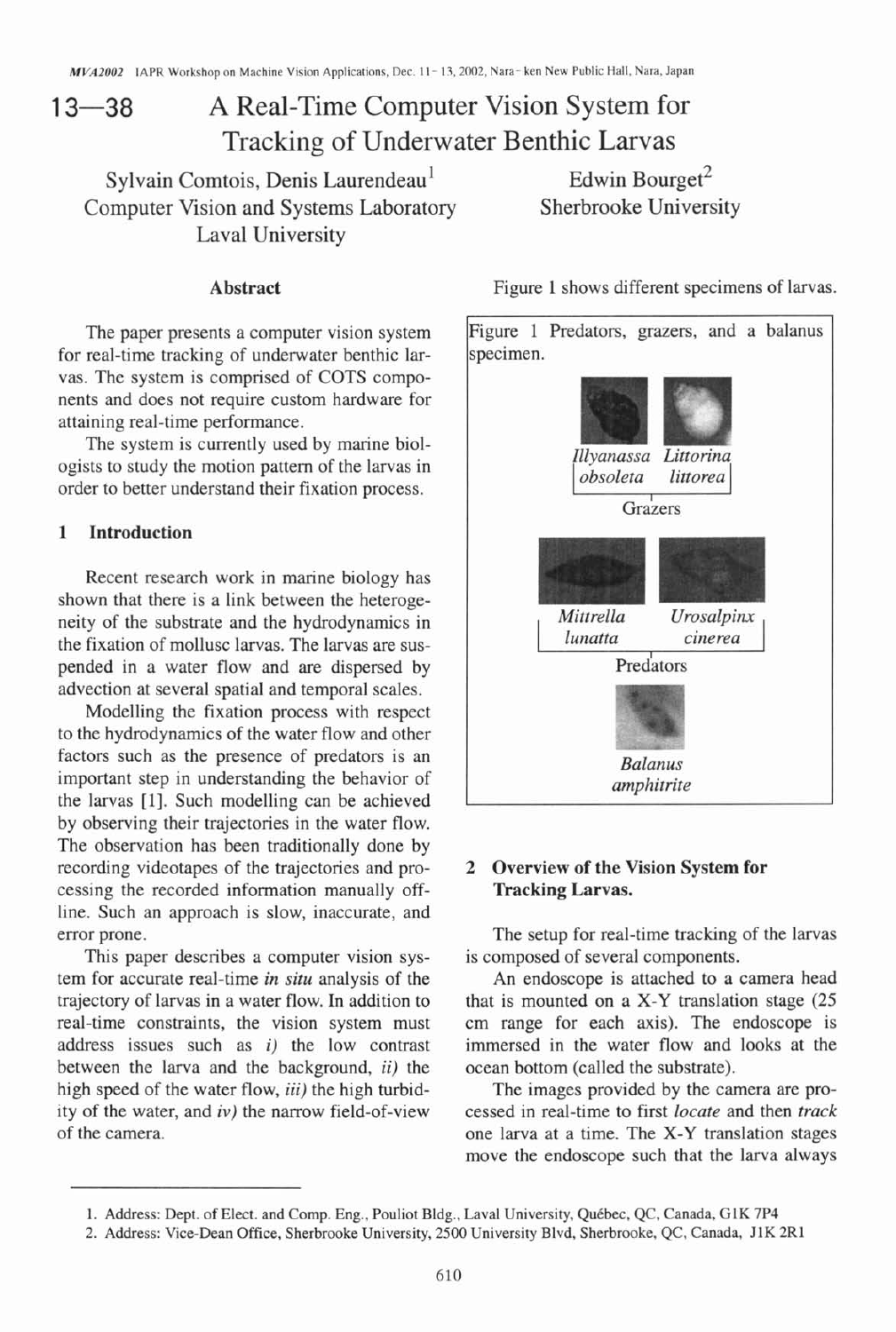# 13—38 A Real-Time Computer Vision System for Tracking of Underwater Benthic Larvas

Sylvain Comtois, Denis Laurendeau[1]
Computer Vision and Systems Laboratory
Laval University

Edwin Bourget[2]
Sherbrooke University

## Abstract

The paper presents a computer vision system for real-time tracking of underwater benthic larvas. The system is comprised of COTS components and does not require custom hardware for attaining real-time performance.

The system is currently used by marine biologists to study the motion pattern of the larvas in order to better understand their fixation process.

## 1 Introduction

Recent research work in marine biology has shown that there is a link between the heterogeneity of the substrate and the hydrodynamics in the fixation of mollusc larvas. The larvas are suspended in a water flow and are dispersed by advection at several spatial and temporal scales.

Modelling the fixation process with respect to the hydrodynamics of the water flow and other factors such as the presence of predators is an important step in understanding the behavior of the larvas [1]. Such modelling can be achieved by observing their trajectories in the water flow. The observation has been traditionally done by recording videotapes of the trajectories and processing the recorded information manually offline. Such an approach is slow, inaccurate, and error prone.

This paper describes a computer vision system for accurate real-time ***in situ*** analysis of the trajectory of larvas in a water flow. In addition to real-time constraints, the vision system must address issues such as *i)* the low contrast between the larva and the background, *ii)* the high speed of the water flow, *iii)* the high turbidity of the water, and *iv)* the narrow field-of-view of the camera.

Figure 1 shows different specimens of larvas.

Figure 1 Predators, grazers, and a balanus specimen.

*Illyanassa obsoleta* — *Littorina littorea*
Grazers

*Mitrella lunatta* — *Urosalpinx cinerea*
Predators

*Balanus amphitrite*

## 2 Overview of the Vision System for Tracking Larvas.

The setup for real-time tracking of the larvas is composed of several components.

An endoscope is attached to a camera head that is mounted on a X-Y translation stage (25 cm range for each axis). The endoscope is immersed in the water flow and looks at the ocean bottom (called the substrate).

The images provided by the camera are processed in real-time to first *locate* and then *track* one larva at a time. The X-Y translation stages move the endoscope such that the larva always

---

1. Address: Dept. of Elect. and Comp. Eng., Pouliot Bldg., Laval University, Québec, QC, Canada, G1K 7P4
2. Address: Vice-Dean Office, Sherbrooke University, 2500 University Blvd, Sherbrooke, QC, Canada, J1K 2R1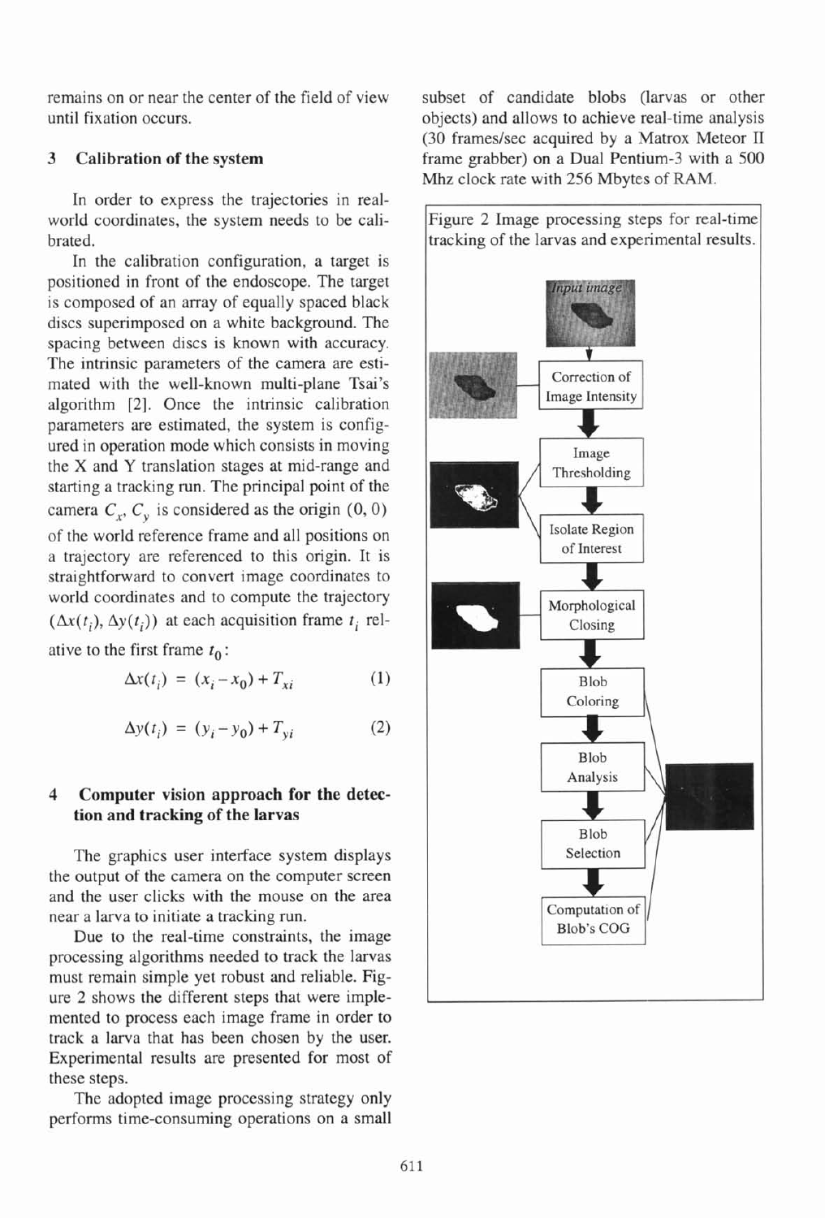remains on or near the center of the field of view until fixation occurs.

## 3 Calibration of the system

In order to express the trajectories in real-world coordinates, the system needs to be calibrated.

In the calibration configuration, a target is positioned in front of the endoscope. The target is composed of an array of equally spaced black discs superimposed on a white background. The spacing between discs is known with accuracy. The intrinsic parameters of the camera are estimated with the well-known multi-plane Tsai's algorithm [2]. Once the intrinsic calibration parameters are estimated, the system is configured in operation mode which consists in moving the X and Y translation stages at mid-range and starting a tracking run. The principal point of the camera $C_x$, $C_y$ is considered as the origin $(0, 0)$ of the world reference frame and all positions on a trajectory are referenced to this origin. It is straightforward to convert image coordinates to world coordinates and to compute the trajectory $(\Delta x(t_i), \Delta y(t_i))$ at each acquisition frame $t_i$ relative to the first frame $t_0$:

$$\Delta x(t_i) = (x_i - x_0) + T_{xi} \tag{1}$$

$$\Delta y(t_i) = (y_i - y_0) + T_{yi} \tag{2}$$

## 4 Computer vision approach for the detection and tracking of the larvas

The graphics user interface system displays the output of the camera on the computer screen and the user clicks with the mouse on the area near a larva to initiate a tracking run.

Due to the real-time constraints, the image processing algorithms needed to track the larvas must remain simple yet robust and reliable. Figure 2 shows the different steps that were implemented to process each image frame in order to track a larva that has been chosen by the user. Experimental results are presented for most of these steps.

The adopted image processing strategy only performs time-consuming operations on a small subset of candidate blobs (larvas or other objects) and allows to achieve real-time analysis (30 frames/sec acquired by a Matrox Meteor II frame grabber) on a Dual Pentium-3 with a 500 Mhz clock rate with 256 Mbytes of RAM.

Figure 2 Image processing steps for real-time tracking of the larvas and experimental results.

Input image → Correction of Image Intensity → Image Thresholding → Isolate Region of Interest → Morphological Closing → Blob Coloring → Blob Analysis → Blob Selection → Computation of Blob's COG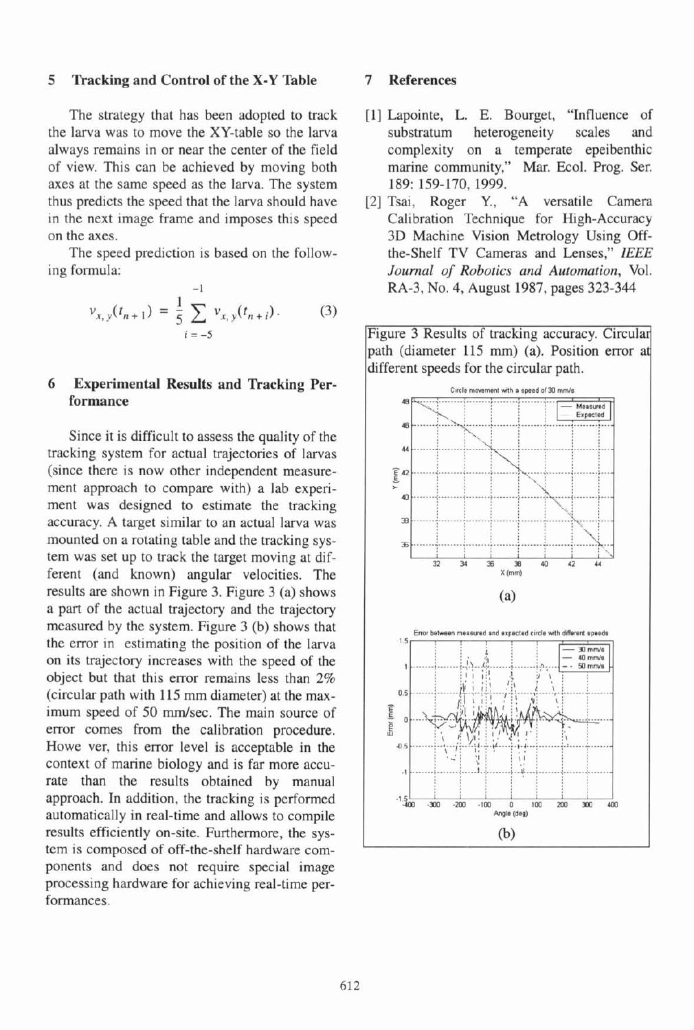## 5 Tracking and Control of the X-Y Table

The strategy that has been adopted to track the larva was to move the XY-table so the larva always remains in or near the center of the field of view. This can be achieved by moving both axes at the same speed as the larva. The system thus predicts the speed that the larva should have in the next image frame and imposes this speed on the axes.

The speed prediction is based on the following formula:

$$v_{x,y}(t_{n+1}) = \frac{1}{5}\sum_{i=-5}^{-1} v_{x,y}(t_{n+i}). \quad (3)$$

## 6 Experimental Results and Tracking Performance

Since it is difficult to assess the quality of the tracking system for actual trajectories of larvas (since there is now other independent measurement approach to compare with) a lab experiment was designed to estimate the tracking accuracy. A target similar to an actual larva was mounted on a rotating table and the tracking system was set up to track the target moving at different (and known) angular velocities. The results are shown in Figure 3. Figure 3 (a) shows a part of the actual trajectory and the trajectory measured by the system. Figure 3 (b) shows that the error in estimating the position of the larva on its trajectory increases with the speed of the object but that this error remains less than 2% (circular path with 115 mm diameter) at the maximum speed of 50 mm/sec. The main source of error comes from the calibration procedure. Howe ver, this error level is acceptable in the context of marine biology and is far more accurate than the results obtained by manual approach. In addition, the tracking is performed automatically in real-time and allows to compile results efficiently on-site. Furthermore, the system is composed of off-the-shelf hardware components and does not require special image processing hardware for achieving real-time performances.

## 7 References

[1] Lapointe, L. E. Bourget, "Influence of substratum heterogeneity scales and complexity on a temperate epeibenthic marine community," Mar. Ecol. Prog. Ser. 189: 159-170, 1999.

[2] Tsai, Roger Y., "A versatile Camera Calibration Technique for High-Accuracy 3D Machine Vision Metrology Using Off-the-Shelf TV Cameras and Lenses," *IEEE Journal of Robotics and Automation*, Vol. RA-3, No. 4, August 1987, pages 323-344

Figure 3 Results of tracking accuracy. Circular path (diameter 115 mm) (a). Position error at different speeds for the circular path.

Circle movement with a speed of 30 mm/s

Measured
Expected

Y (mm)
48
46
44
42
40
38
36

X (mm)
32 34 36 38 40 42 44

(a)

Error between measured and expected circle with different speeds

30 mm/s
40 mm/s
50 mm/s

Error (mm)
1.5
1
0.5
0
-0.5
-1
-1.5

Angle (deg)
-400 -300 -200 -100 0 100 200 300 400

(b)